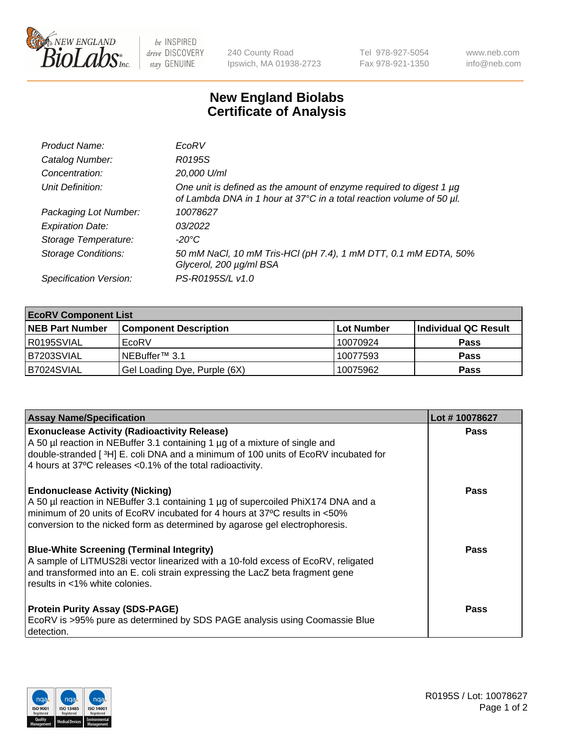# New England Biolabs Certificate of Analysis

| | |
|---|---|
| *Product Name:* | *EcoRV* |
| *Catalog Number:* | *R0195S* |
| *Concentration:* | *20,000 U/ml* |
| *Unit Definition:* | *One unit is defined as the amount of enzyme required to digest 1 µg of Lambda DNA in 1 hour at 37°C in a total reaction volume of 50 µl.* |
| *Packaging Lot Number:* | *10078627* |
| *Expiration Date:* | *03/2022* |
| *Storage Temperature:* | *-20°C* |
| *Storage Conditions:* | *50 mM NaCl, 10 mM Tris-HCl (pH 7.4), 1 mM DTT, 0.1 mM EDTA, 50% Glycerol, 200 µg/ml BSA* |
| *Specification Version:* | *PS-R0195S/L v1.0* |

| EcoRV Component List | | | |
|---|---|---|---|
| **NEB Part Number** | **Component Description** | **Lot Number** | **Individual QC Result** |
| R0195SVIAL | EcoRV | 10070924 | **Pass** |
| B7203SVIAL | NEBuffer™ 3.1 | 10077593 | **Pass** |
| B7024SVIAL | Gel Loading Dye, Purple (6X) | 10075962 | **Pass** |

| Assay Name/Specification | Lot # 10078627 |
|---|---|
| **Exonuclease Activity (Radioactivity Release)**<br>A 50 µl reaction in NEBuffer 3.1 containing 1 µg of a mixture of single and double-stranded [ $^3$H] E. coli DNA and a minimum of 100 units of EcoRV incubated for 4 hours at 37ºC releases <0.1% of the total radioactivity. | **Pass** |
| **Endonuclease Activity (Nicking)**<br>A 50 µl reaction in NEBuffer 3.1 containing 1 µg of supercoiled PhiX174 DNA and a minimum of 20 units of EcoRV incubated for 4 hours at 37ºC results in <50% conversion to the nicked form as determined by agarose gel electrophoresis. | **Pass** |
| **Blue-White Screening (Terminal Integrity)**<br>A sample of LITMUS28i vector linearized with a 10-fold excess of EcoRV, religated and transformed into an E. coli strain expressing the LacZ beta fragment gene results in <1% white colonies. | **Pass** |
| **Protein Purity Assay (SDS-PAGE)**<br>EcoRV is >95% pure as determined by SDS PAGE analysis using Coomassie Blue detection. | **Pass** |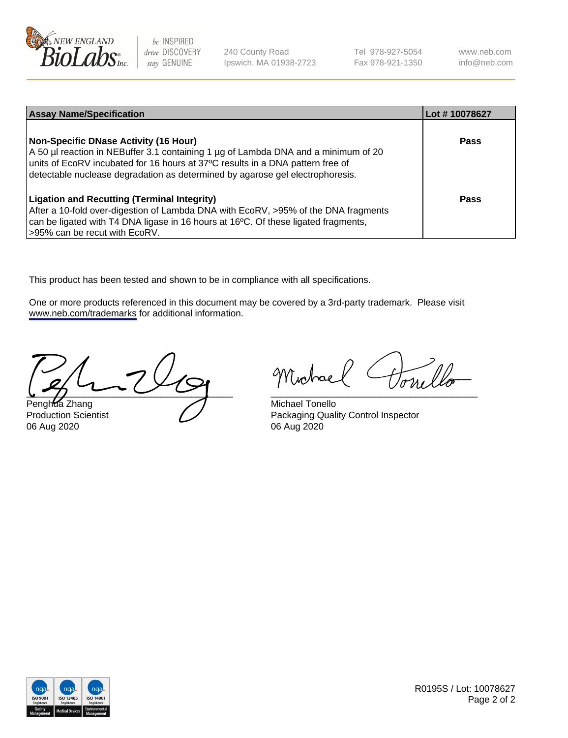NEW ENGLAND BioLabs Inc. | be INSPIRED drive DISCOVERY stay GENUINE | 240 County Road Ipswich, MA 01938-2723 | Tel 978-927-5054 Fax 978-921-1350 | www.neb.com info@neb.com

| Assay Name/Specification | Lot # 10078627 |
|---|---|
| **Non-Specific DNase Activity (16 Hour)**<br>A 50 µl reaction in NEBuffer 3.1 containing 1 µg of Lambda DNA and a minimum of 20 units of EcoRV incubated for 16 hours at 37ºC results in a DNA pattern free of detectable nuclease degradation as determined by agarose gel electrophoresis. | **Pass** |
| **Ligation and Recutting (Terminal Integrity)**<br>After a 10-fold over-digestion of Lambda DNA with EcoRV, >95% of the DNA fragments can be ligated with T4 DNA ligase in 16 hours at 16ºC. Of these ligated fragments, >95% can be recut with EcoRV. | **Pass** |

This product has been tested and shown to be in compliance with all specifications.

One or more products referenced in this document may be covered by a 3rd-party trademark. Please visit www.neb.com/trademarks for additional information.

Penghua Zhang
Production Scientist
06 Aug 2020

Michael Tonello
Packaging Quality Control Inspector
06 Aug 2020

R0195S / Lot: 10078627